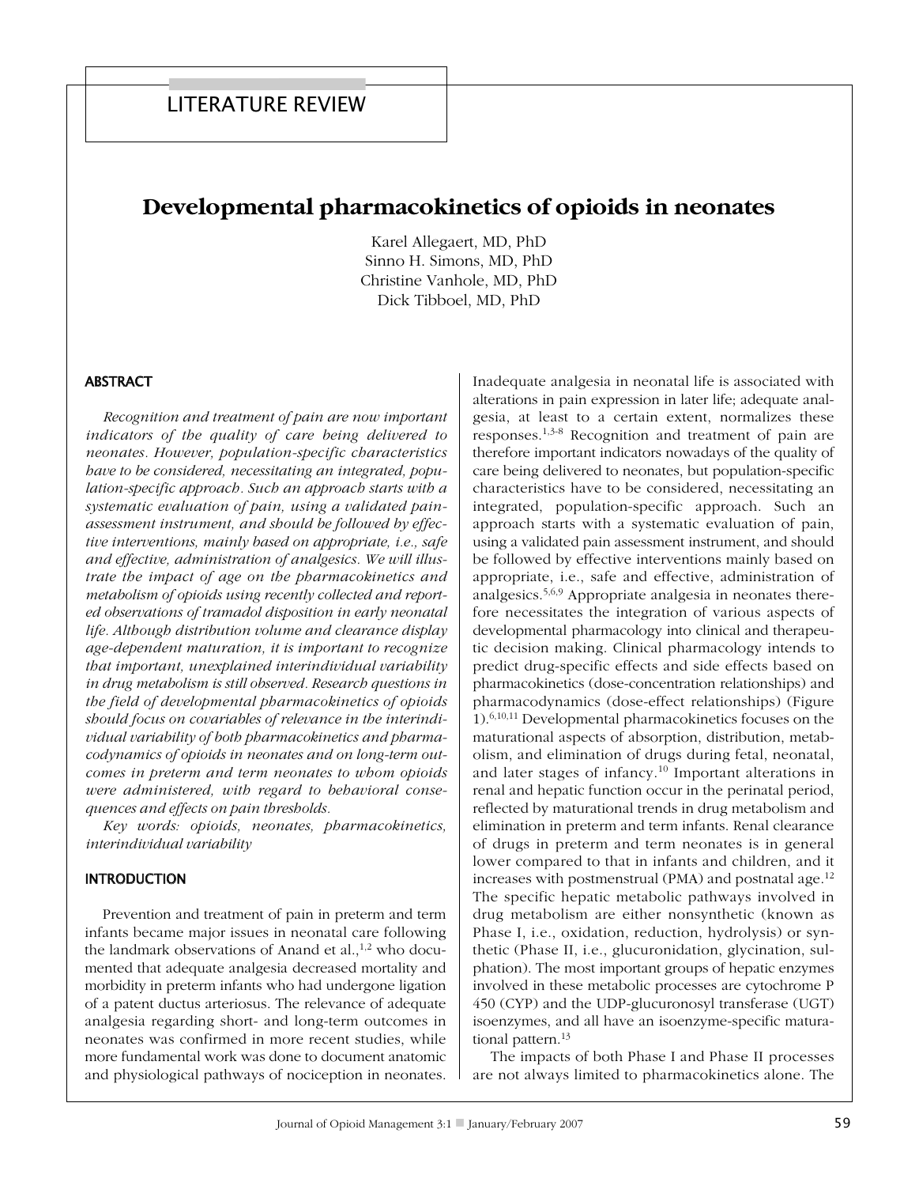LITERATURE REVIEW

# Developmental pharmacokinetics of opioids in neonates

Karel Allegaert, MD, PhD
Sinno H. Simons, MD, PhD
Christine Vanhole, MD, PhD
Dick Tibboel, MD, PhD

## ABSTRACT

*Recognition and treatment of pain are now important indicators of the quality of care being delivered to neonates. However, population-specific characteristics have to be considered, necessitating an integrated, population-specific approach. Such an approach starts with a systematic evaluation of pain, using a validated pain-assessment instrument, and should be followed by effective interventions, mainly based on appropriate, i.e., safe and effective, administration of analgesics. We will illustrate the impact of age on the pharmacokinetics and metabolism of opioids using recently collected and reported observations of tramadol disposition in early neonatal life. Although distribution volume and clearance display age-dependent maturation, it is important to recognize that important, unexplained interindividual variability in drug metabolism is still observed. Research questions in the field of developmental pharmacokinetics of opioids should focus on covariables of relevance in the interindividual variability of both pharmacokinetics and pharmacodynamics of opioids in neonates and on long-term outcomes in preterm and term neonates to whom opioids were administered, with regard to behavioral consequences and effects on pain thresholds.*

*Key words: opioids, neonates, pharmacokinetics, interindividual variability*

## INTRODUCTION

Prevention and treatment of pain in preterm and term infants became major issues in neonatal care following the landmark observations of Anand et al.,[1,2] who documented that adequate analgesia decreased mortality and morbidity in preterm infants who had undergone ligation of a patent ductus arteriosus. The relevance of adequate analgesia regarding short- and long-term outcomes in neonates was confirmed in more recent studies, while more fundamental work was done to document anatomic and physiological pathways of nociception in neonates. Inadequate analgesia in neonatal life is associated with alterations in pain expression in later life; adequate analgesia, at least to a certain extent, normalizes these responses.[1,3-8] Recognition and treatment of pain are therefore important indicators nowadays of the quality of care being delivered to neonates, but population-specific characteristics have to be considered, necessitating an integrated, population-specific approach. Such an approach starts with a systematic evaluation of pain, using a validated pain assessment instrument, and should be followed by effective interventions mainly based on appropriate, i.e., safe and effective, administration of analgesics.[5,6,9] Appropriate analgesia in neonates therefore necessitates the integration of various aspects of developmental pharmacology into clinical and therapeutic decision making. Clinical pharmacology intends to predict drug-specific effects and side effects based on pharmacokinetics (dose-concentration relationships) and pharmacodynamics (dose-effect relationships) (Figure 1).[6,10,11] Developmental pharmacokinetics focuses on the maturational aspects of absorption, distribution, metabolism, and elimination of drugs during fetal, neonatal, and later stages of infancy.[10] Important alterations in renal and hepatic function occur in the perinatal period, reflected by maturational trends in drug metabolism and elimination in preterm and term infants. Renal clearance of drugs in preterm and term neonates is in general lower compared to that in infants and children, and it increases with postmenstrual (PMA) and postnatal age.[12] The specific hepatic metabolic pathways involved in drug metabolism are either nonsynthetic (known as Phase I, i.e., oxidation, reduction, hydrolysis) or synthetic (Phase II, i.e., glucuronidation, glycination, sulphation). The most important groups of hepatic enzymes involved in these metabolic processes are cytochrome P 450 (CYP) and the UDP-glucuronosyl transferase (UGT) isoenzymes, and all have an isoenzyme-specific maturational pattern.[13]

The impacts of both Phase I and Phase II processes are not always limited to pharmacokinetics alone. The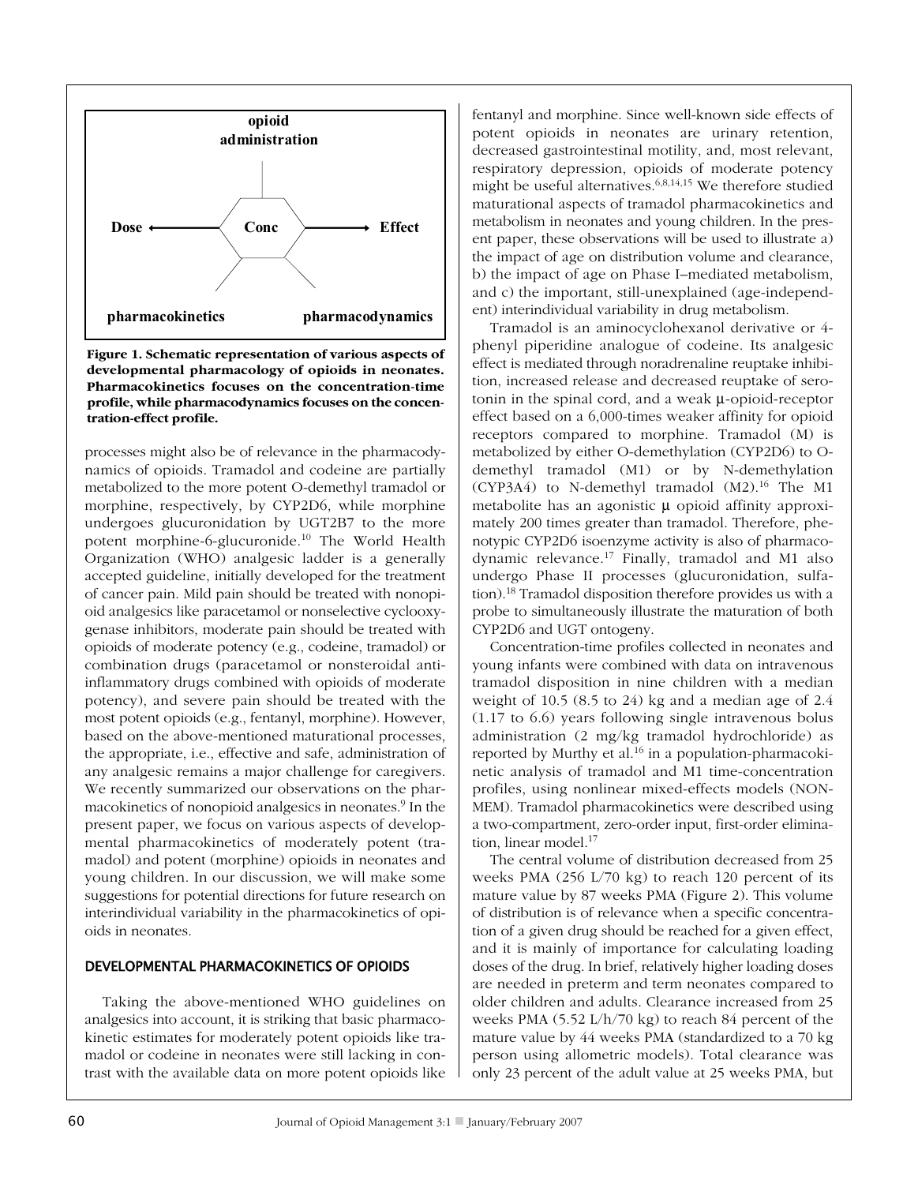**Figure 1. Schematic representation of various aspects of developmental pharmacology of opioids in neonates. Pharmacokinetics focuses on the concentration-time profile, while pharmacodynamics focuses on the concentration-effect profile.**

processes might also be of relevance in the pharmacodynamics of opioids. Tramadol and codeine are partially metabolized to the more potent O-demethyl tramadol or morphine, respectively, by CYP2D6, while morphine undergoes glucuronidation by UGT2B7 to the more potent morphine-6-glucuronide.[10] The World Health Organization (WHO) analgesic ladder is a generally accepted guideline, initially developed for the treatment of cancer pain. Mild pain should be treated with nonopioid analgesics like paracetamol or nonselective cyclooxygenase inhibitors, moderate pain should be treated with opioids of moderate potency (e.g., codeine, tramadol) or combination drugs (paracetamol or nonsteroidal anti-inflammatory drugs combined with opioids of moderate potency), and severe pain should be treated with the most potent opioids (e.g., fentanyl, morphine). However, based on the above-mentioned maturational processes, the appropriate, i.e., effective and safe, administration of any analgesic remains a major challenge for caregivers. We recently summarized our observations on the pharmacokinetics of nonopioid analgesics in neonates.[9] In the present paper, we focus on various aspects of developmental pharmacokinetics of moderately potent (tramadol) and potent (morphine) opioids in neonates and young children. In our discussion, we will make some suggestions for potential directions for future research on interindividual variability in the pharmacokinetics of opioids in neonates.

## DEVELOPMENTAL PHARMACOKINETICS OF OPIOIDS

Taking the above-mentioned WHO guidelines on analgesics into account, it is striking that basic pharmacokinetic estimates for moderately potent opioids like tramadol or codeine in neonates were still lacking in contrast with the available data on more potent opioids like fentanyl and morphine. Since well-known side effects of potent opioids in neonates are urinary retention, decreased gastrointestinal motility, and, most relevant, respiratory depression, opioids of moderate potency might be useful alternatives.[6,8,14,15] We therefore studied maturational aspects of tramadol pharmacokinetics and metabolism in neonates and young children. In the present paper, these observations will be used to illustrate a) the impact of age on distribution volume and clearance, b) the impact of age on Phase I–mediated metabolism, and c) the important, still-unexplained (age-independent) interindividual variability in drug metabolism.

Tramadol is an aminocyclohexanol derivative or 4-phenyl piperidine analogue of codeine. Its analgesic effect is mediated through noradrenaline reuptake inhibition, increased release and decreased reuptake of serotonin in the spinal cord, and a weak μ-opioid-receptor effect based on a 6,000-times weaker affinity for opioid receptors compared to morphine. Tramadol (M) is metabolized by either O-demethylation (CYP2D6) to O-demethyl tramadol (M1) or by N-demethylation (CYP3A4) to N-demethyl tramadol (M2).[16] The M1 metabolite has an agonistic μ opioid affinity approximately 200 times greater than tramadol. Therefore, phenotypic CYP2D6 isoenzyme activity is also of pharmacodynamic relevance.[17] Finally, tramadol and M1 also undergo Phase II processes (glucuronidation, sulfation).[18] Tramadol disposition therefore provides us with a probe to simultaneously illustrate the maturation of both CYP2D6 and UGT ontogeny.

Concentration-time profiles collected in neonates and young infants were combined with data on intravenous tramadol disposition in nine children with a median weight of 10.5 (8.5 to 24) kg and a median age of 2.4 (1.17 to 6.6) years following single intravenous bolus administration (2 mg/kg tramadol hydrochloride) as reported by Murthy et al.[16] in a population-pharmacokinetic analysis of tramadol and M1 time-concentration profiles, using nonlinear mixed-effects models (NONMEM). Tramadol pharmacokinetics were described using a two-compartment, zero-order input, first-order elimination, linear model.[17]

The central volume of distribution decreased from 25 weeks PMA (256 L/70 kg) to reach 120 percent of its mature value by 87 weeks PMA (Figure 2). This volume of distribution is of relevance when a specific concentration of a given drug should be reached for a given effect, and it is mainly of importance for calculating loading doses of the drug. In brief, relatively higher loading doses are needed in preterm and term neonates compared to older children and adults. Clearance increased from 25 weeks PMA (5.52 L/h/70 kg) to reach 84 percent of the mature value by 44 weeks PMA (standardized to a 70 kg person using allometric models). Total clearance was only 23 percent of the adult value at 25 weeks PMA, but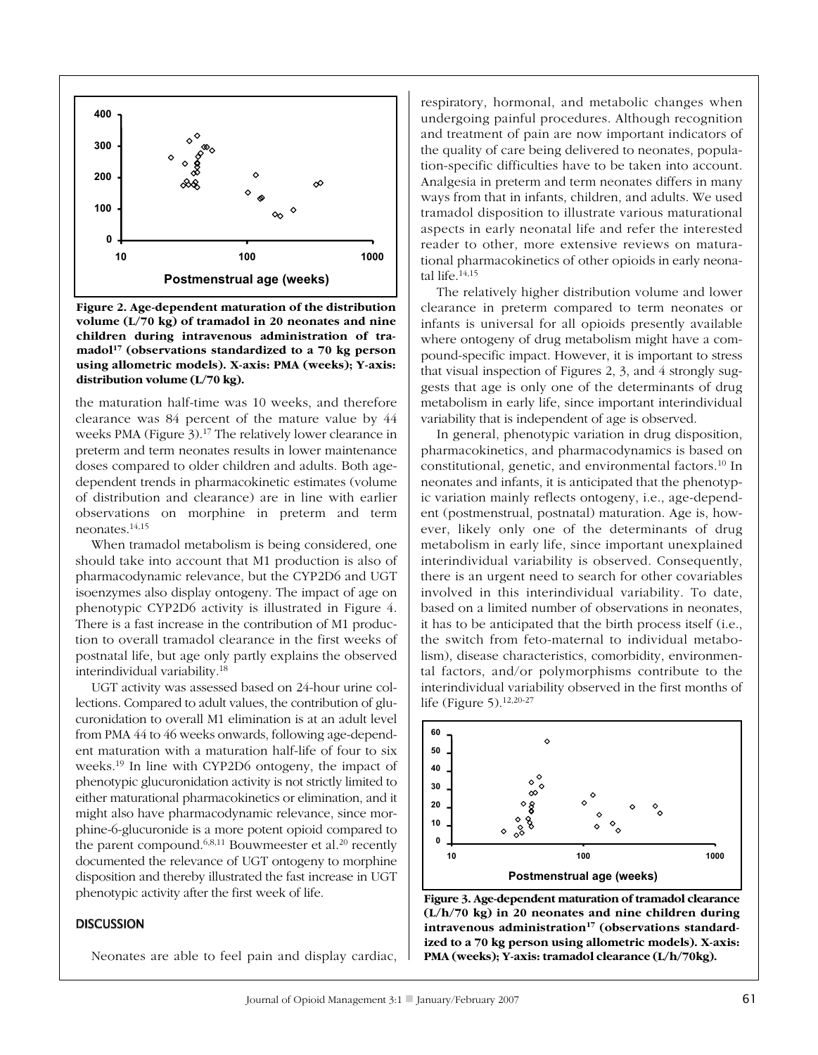**Figure 2. Age-dependent maturation of the distribution volume (L/70 kg) of tramadol in 20 neonates and nine children during intravenous administration of tramadol[17] (observations standardized to a 70 kg person using allometric models). X-axis: PMA (weeks); Y-axis: distribution volume (L/70 kg).**

the maturation half-time was 10 weeks, and therefore clearance was 84 percent of the mature value by 44 weeks PMA (Figure 3).[17] The relatively lower clearance in preterm and term neonates results in lower maintenance doses compared to older children and adults. Both age-dependent trends in pharmacokinetic estimates (volume of distribution and clearance) are in line with earlier observations on morphine in preterm and term neonates.[14,15]

When tramadol metabolism is being considered, one should take into account that M1 production is also of pharmacodynamic relevance, but the CYP2D6 and UGT isoenzymes also display ontogeny. The impact of age on phenotypic CYP2D6 activity is illustrated in Figure 4. There is a fast increase in the contribution of M1 production to overall tramadol clearance in the first weeks of postnatal life, but age only partly explains the observed interindividual variability.[18]

UGT activity was assessed based on 24-hour urine collections. Compared to adult values, the contribution of glucuronidation to overall M1 elimination is at an adult level from PMA 44 to 46 weeks onwards, following age-dependent maturation with a maturation half-life of four to six weeks.[19] In line with CYP2D6 ontogeny, the impact of phenotypic glucuronidation activity is not strictly limited to either maturational pharmacokinetics or elimination, and it might also have pharmacodynamic relevance, since morphine-6-glucuronide is a more potent opioid compared to the parent compound.[6,8,11] Bouwmeester et al.[20] recently documented the relevance of UGT ontogeny to morphine disposition and thereby illustrated the fast increase in UGT phenotypic activity after the first week of life.

## DISCUSSION

Neonates are able to feel pain and display cardiac, respiratory, hormonal, and metabolic changes when undergoing painful procedures. Although recognition and treatment of pain are now important indicators of the quality of care being delivered to neonates, population-specific difficulties have to be taken into account. Analgesia in preterm and term neonates differs in many ways from that in infants, children, and adults. We used tramadol disposition to illustrate various maturational aspects in early neonatal life and refer the interested reader to other, more extensive reviews on maturational pharmacokinetics of other opioids in early neonatal life.[14,15]

The relatively higher distribution volume and lower clearance in preterm compared to term neonates or infants is universal for all opioids presently available where ontogeny of drug metabolism might have a compound-specific impact. However, it is important to stress that visual inspection of Figures 2, 3, and 4 strongly suggests that age is only one of the determinants of drug metabolism in early life, since important interindividual variability that is independent of age is observed.

In general, phenotypic variation in drug disposition, pharmacokinetics, and pharmacodynamics is based on constitutional, genetic, and environmental factors.[10] In neonates and infants, it is anticipated that the phenotypic variation mainly reflects ontogeny, i.e., age-dependent (postmenstrual, postnatal) maturation. Age is, however, likely only one of the determinants of drug metabolism in early life, since important unexplained interindividual variability is observed. Consequently, there is an urgent need to search for other covariables involved in this interindividual variability. To date, based on a limited number of observations in neonates, it has to be anticipated that the birth process itself (i.e., the switch from feto-maternal to individual metabolism), disease characteristics, comorbidity, environmental factors, and/or polymorphisms contribute to the interindividual variability observed in the first months of life (Figure 5).[12,20-27]

**Figure 3. Age-dependent maturation of tramadol clearance (L/h/70 kg) in 20 neonates and nine children during intravenous administration[17] (observations standardized to a 70 kg person using allometric models). X-axis: PMA (weeks); Y-axis: tramadol clearance (L/h/70kg).**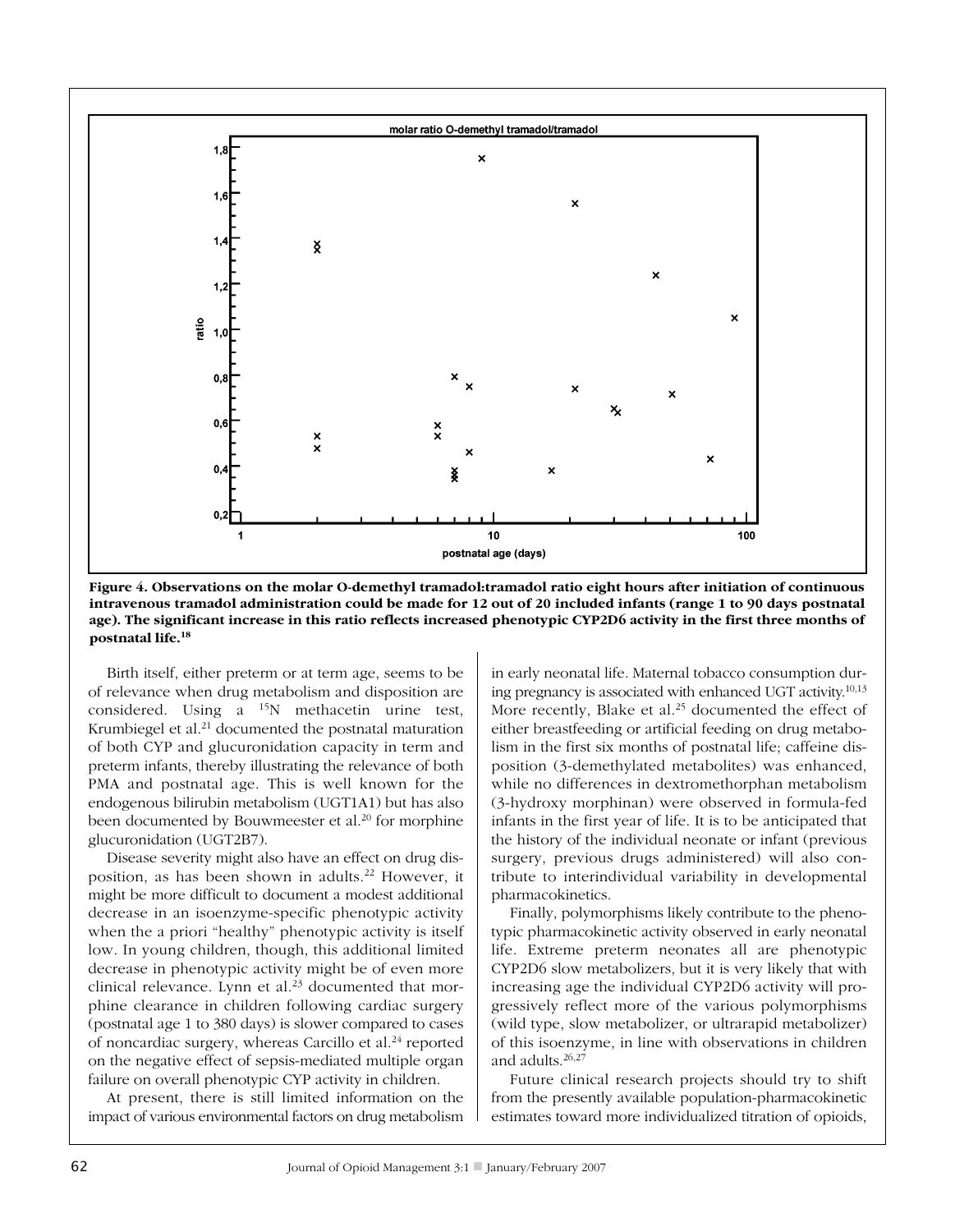Figure 4. Observations on the molar O-demethyl tramadol:tramadol ratio eight hours after initiation of continuous intravenous tramadol administration could be made for 12 out of 20 included infants (range 1 to 90 days postnatal age). The significant increase in this ratio reflects increased phenotypic CYP2D6 activity in the first three months of postnatal life.[18]

Birth itself, either preterm or at term age, seems to be of relevance when drug metabolism and disposition are considered. Using a $^{15}N$ methacetin urine test, Krumbiegel et al.[21] documented the postnatal maturation of both CYP and glucuronidation capacity in term and preterm infants, thereby illustrating the relevance of both PMA and postnatal age. This is well known for the endogenous bilirubin metabolism (UGT1A1) but has also been documented by Bouwmeester et al.[20] for morphine glucuronidation (UGT2B7).

Disease severity might also have an effect on drug disposition, as has been shown in adults.[22] However, it might be more difficult to document a modest additional decrease in an isoenzyme-specific phenotypic activity when the a priori "healthy" phenotypic activity is itself low. In young children, though, this additional limited decrease in phenotypic activity might be of even more clinical relevance. Lynn et al.[23] documented that morphine clearance in children following cardiac surgery (postnatal age 1 to 380 days) is slower compared to cases of noncardiac surgery, whereas Carcillo et al.[24] reported on the negative effect of sepsis-mediated multiple organ failure on overall phenotypic CYP activity in children.

At present, there is still limited information on the impact of various environmental factors on drug metabolism in early neonatal life. Maternal tobacco consumption during pregnancy is associated with enhanced UGT activity.[10,13] More recently, Blake et al.[25] documented the effect of either breastfeeding or artificial feeding on drug metabolism in the first six months of postnatal life; caffeine disposition (3-demethylated metabolites) was enhanced, while no differences in dextromethorphan metabolism (3-hydroxy morphinan) were observed in formula-fed infants in the first year of life. It is to be anticipated that the history of the individual neonate or infant (previous surgery, previous drugs administered) will also contribute to interindividual variability in developmental pharmacokinetics.

Finally, polymorphisms likely contribute to the phenotypic pharmacokinetic activity observed in early neonatal life. Extreme preterm neonates all are phenotypic CYP2D6 slow metabolizers, but it is very likely that with increasing age the individual CYP2D6 activity will progressively reflect more of the various polymorphisms (wild type, slow metabolizer, or ultrarapid metabolizer) of this isoenzyme, in line with observations in children and adults.[26,27]

Future clinical research projects should try to shift from the presently available population-pharmacokinetic estimates toward more individualized titration of opioids,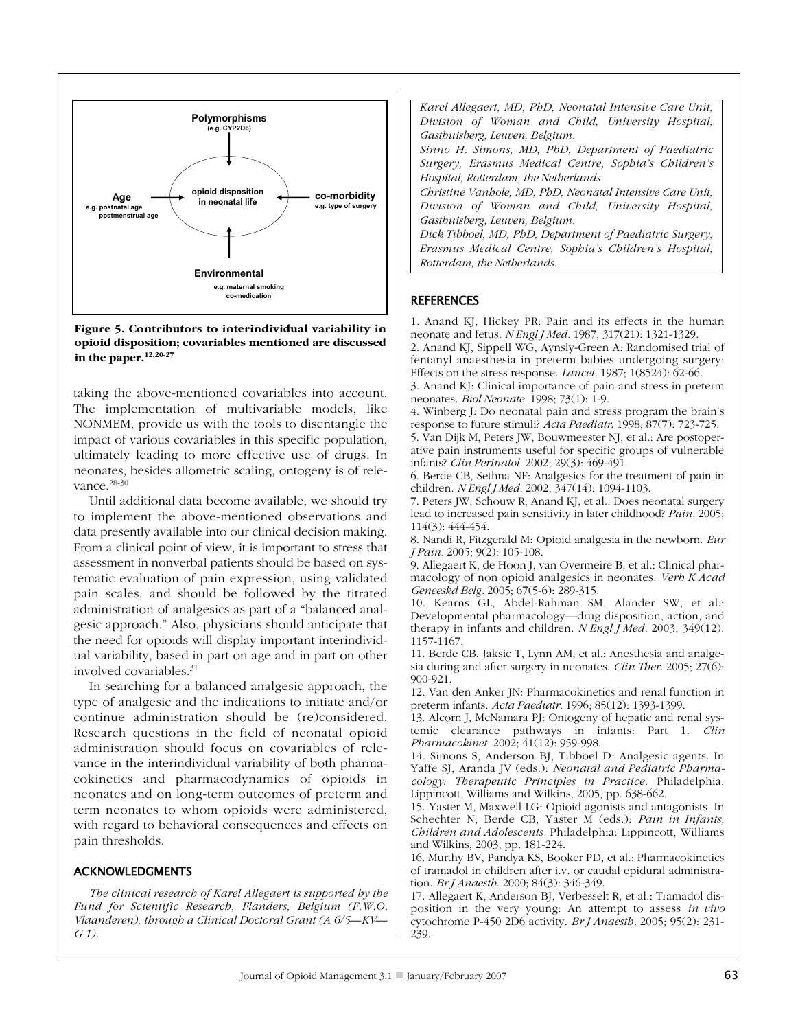Polymorphisms
(e.g. CYP2D6)

Age
e.g. postnatal age
postmenstrual age

opioid disposition
in neonatal life

co-morbidity
e.g. type of surgery

Environmental
e.g. maternal smoking
co-medication

**Figure 5. Contributors to interindividual variability in opioid disposition; covariables mentioned are discussed in the paper.**[12,20-27]

taking the above-mentioned covariables into account. The implementation of multivariable models, like NONMEM, provide us with the tools to disentangle the impact of various covariables in this specific population, ultimately leading to more effective use of drugs. In neonates, besides allometric scaling, ontogeny is of relevance.[28-30]

Until additional data become available, we should try to implement the above-mentioned observations and data presently available into our clinical decision making. From a clinical point of view, it is important to stress that assessment in nonverbal patients should be based on systematic evaluation of pain expression, using validated pain scales, and should be followed by the titrated administration of analgesics as part of a "balanced analgesic approach." Also, physicians should anticipate that the need for opioids will display important interindividual variability, based in part on age and in part on other involved covariables.[31]

In searching for a balanced analgesic approach, the type of analgesic and the indications to initiate and/or continue administration should be (re)considered. Research questions in the field of neonatal opioid administration should focus on covariables of relevance in the interindividual variability of both pharmacokinetics and pharmacodynamics of opioids in neonates and on long-term outcomes of preterm and term neonates to whom opioids were administered, with regard to behavioral consequences and effects on pain thresholds.

## ACKNOWLEDGMENTS

*The clinical research of Karel Allegaert is supported by the Fund for Scientific Research, Flanders, Belgium (F.W.O. Vlaanderen), through a Clinical Doctoral Grant (A 6/5—KV—G 1).*

*Karel Allegaert, MD, PhD, Neonatal Intensive Care Unit, Division of Woman and Child, University Hospital, Gasthuisberg, Leuven, Belgium.*

*Sinno H. Simons, MD, PhD, Department of Paediatric Surgery, Erasmus Medical Centre, Sophia's Children's Hospital, Rotterdam, the Netherlands.*

*Christine Vanhole, MD, PhD, Neonatal Intensive Care Unit, Division of Woman and Child, University Hospital, Gasthuisberg, Leuven, Belgium.*

*Dick Tibboel, MD, PhD, Department of Paediatric Surgery, Erasmus Medical Centre, Sophia's Children's Hospital, Rotterdam, the Netherlands.*

## REFERENCES

1. Anand KJ, Hickey PR: Pain and its effects in the human neonate and fetus. *N Engl J Med*. 1987; 317(21): 1321-1329.
2. Anand KJ, Sippell WG, Aynsly-Green A: Randomised trial of fentanyl anaesthesia in preterm babies undergoing surgery: Effects on the stress response. *Lancet*. 1987; 1(8524): 62-66.
3. Anand KJ: Clinical importance of pain and stress in preterm neonates. *Biol Neonate*. 1998; 73(1): 1-9.
4. Winberg J: Do neonatal pain and stress program the brain's response to future stimuli? *Acta Paediatr*. 1998; 87(7): 723-725.
5. Van Dijk M, Peters JW, Bouwmeester NJ, et al.: Are postoperative pain instruments useful for specific groups of vulnerable infants? *Clin Perinatol*. 2002; 29(3): 469-491.
6. Berde CB, Sethna NF: Analgesics for the treatment of pain in children. *N Engl J Med*. 2002; 347(14): 1094-1103.
7. Peters JW, Schouw R, Anand KJ, et al.: Does neonatal surgery lead to increased pain sensitivity in later childhood? *Pain*. 2005; 114(3): 444-454.
8. Nandi R, Fitzgerald M: Opioid analgesia in the newborn. *Eur J Pain*. 2005; 9(2): 105-108.
9. Allegaert K, de Hoon J, van Overmeire B, et al.: Clinical pharmacology of non opioid analgesics in neonates. *Verh K Acad Geneeskd Belg*. 2005; 67(5-6): 289-315.
10. Kearns GL, Abdel-Rahman SM, Alander SW, et al.: Developmental pharmacology—drug disposition, action, and therapy in infants and children. *N Engl J Med*. 2003; 349(12): 1157-1167.
11. Berde CB, Jaksic T, Lynn AM, et al.: Anesthesia and analgesia during and after surgery in neonates. *Clin Ther*. 2005; 27(6): 900-921.
12. Van den Anker JN: Pharmacokinetics and renal function in preterm infants. *Acta Paediatr*. 1996; 85(12): 1393-1399.
13. Alcorn J, McNamara PJ: Ontogeny of hepatic and renal systemic clearance pathways in infants: Part 1. *Clin Pharmacokinet*. 2002; 41(12): 959-998.
14. Simons S, Anderson BJ, Tibboel D: Analgesic agents. In Yaffe SJ, Aranda JV (eds.): *Neonatal and Pediatric Pharmacology: Therapeutic Principles in Practice.* Philadelphia: Lippincott, Williams and Wilkins, 2005, pp. 638-662.
15. Yaster M, Maxwell LG: Opioid agonists and antagonists. In Schechter N, Berde CB, Yaster M (eds.): *Pain in Infants, Children and Adolescents*. Philadelphia: Lippincott, Williams and Wilkins, 2003, pp. 181-224.
16. Murthy BV, Pandya KS, Booker PD, et al.: Pharmacokinetics of tramadol in children after i.v. or caudal epidural administration. *Br J Anaesth*. 2000; 84(3): 346-349.
17. Allegaert K, Anderson BJ, Verbesselt R, et al.: Tramadol disposition in the very young: An attempt to assess *in vivo* cytochrome P-450 2D6 activity. *Br J Anaesth*. 2005; 95(2): 231-239.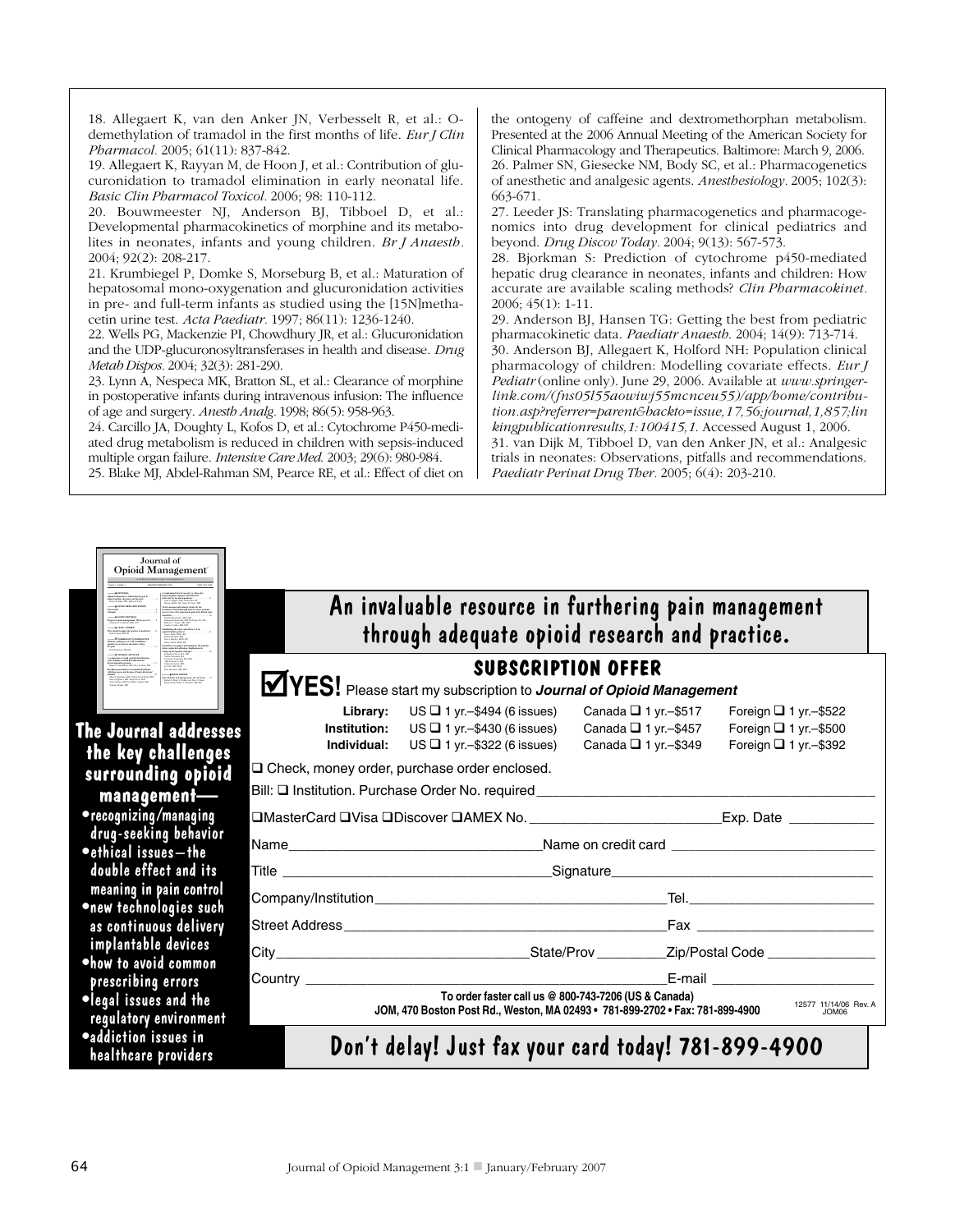18. Allegaert K, van den Anker JN, Verbesselt R, et al.: O-demethylation of tramadol in the first months of life. *Eur J Clin Pharmacol*. 2005; 61(11): 837-842.

19. Allegaert K, Rayyan M, de Hoon J, et al.: Contribution of glucuronidation to tramadol elimination in early neonatal life. *Basic Clin Pharmacol Toxicol*. 2006; 98: 110-112.

20. Bouwmeester NJ, Anderson BJ, Tibboel D, et al.: Developmental pharmacokinetics of morphine and its metabolites in neonates, infants and young children. *Br J Anaesth*. 2004; 92(2): 208-217.

21. Krumbiegel P, Domke S, Morseburg B, et al.: Maturation of hepatosomal mono-oxygenation and glucuronidation activities in pre- and full-term infants as studied using the [15N]methacetin urine test. *Acta Paediatr*. 1997; 86(11): 1236-1240.

22. Wells PG, Mackenzie PI, Chowdhury JR, et al.: Glucuronidation and the UDP-glucuronosyltransferases in health and disease. *Drug Metab Dispos*. 2004; 32(3): 281-290.

23. Lynn A, Nespeca MK, Bratton SL, et al.: Clearance of morphine in postoperative infants during intravenous infusion: The influence of age and surgery. *Anesth Analg*. 1998; 86(5): 958-963.

24. Carcillo JA, Doughty L, Kofos D, et al.: Cytochrome P450-mediated drug metabolism is reduced in children with sepsis-induced multiple organ failure. *Intensive Care Med*. 2003; 29(6): 980-984.

25. Blake MJ, Abdel-Rahman SM, Pearce RE, et al.: Effect of diet on the ontogeny of caffeine and dextromethorphan metabolism. Presented at the 2006 Annual Meeting of the American Society for Clinical Pharmacology and Therapeutics. Baltimore: March 9, 2006.

26. Palmer SN, Giesecke NM, Body SC, et al.: Pharmacogenetics of anesthetic and analgesic agents. *Anesthesiology*. 2005; 102(3): 663-671.

27. Leeder JS: Translating pharmacogenetics and pharmacogenomics into drug development for clinical pediatrics and beyond. *Drug Discov Today*. 2004; 9(13): 567-573.

28. Bjorkman S: Prediction of cytochrome p450-mediated hepatic drug clearance in neonates, infants and children: How accurate are available scaling methods? *Clin Pharmacokinet*. 2006; 45(1): 1-11.

29. Anderson BJ, Hansen TG: Getting the best from pediatric pharmacokinetic data. *Paediatr Anaesth*. 2004; 14(9): 713-714.

30. Anderson BJ, Allegaert K, Holford NH: Population clinical pharmacology of children: Modelling covariate effects. *Eur J Pediatr* (online only). June 29, 2006. Available at *www.springerlink.com/(fns05l55aowiwj55mcnceu55)/app/home/contribution.asp?referrer=parent&backto=issue,17,56;journal,1,857;linkingpublicationresults,1:100415,1.* Accessed August 1, 2006.

31. van Dijk M, Tibboel D, van den Anker JN, et al.: Analgesic trials in neonates: Observations, pitfalls and recommendations. *Paediatr Perinat Drug Ther*. 2005; 6(4): 203-210.

---

## An invaluable resource in furthering pain management through adequate opioid research and practice.

**The Journal addresses the key challenges surrounding opioid management—**

- recognizing/managing drug-seeking behavior
- ethical issues—the double effect and its meaning in pain control
- new technologies such as continuous delivery implantable devices
- how to avoid common prescribing errors
- legal issues and the regulatory environment
- addiction issues in healthcare providers

### SUBSCRIPTION OFFER

☑ **YES!** Please start my subscription to ***Journal of Opioid Management***

| | | | |
|---|---|---|---|
| **Library:** | US ❑ 1 yr.–$494 (6 issues) | Canada ❑ 1 yr.–$517 | Foreign ❑ 1 yr.–$522 |
| **Institution:** | US ❑ 1 yr.–$430 (6 issues) | Canada ❑ 1 yr.–$457 | Foreign ❑ 1 yr.–$500 |
| **Individual:** | US ❑ 1 yr.–$322 (6 issues) | Canada ❑ 1 yr.–$349 | Foreign ❑ 1 yr.–$392 |

❑ Check, money order, purchase order enclosed.

Bill: ❑ Institution. Purchase Order No. required ____________________

❑MasterCard ❑Visa ❑Discover ❑AMEX No. ____________________ Exp. Date __________

Name ____________________ Name on credit card ____________________

Title ____________________ Signature ____________________

Company/Institution ____________________ Tel. ____________________

Street Address ____________________ Fax ____________________

City ____________________ State/Prov __________ Zip/Postal Code __________

Country ____________________ E-mail ____________________

**To order faster call us @ 800-743-7206 (US & Canada)**
**JOM, 470 Boston Post Rd., Weston, MA 02493 • 781-899-2702 • Fax: 781-899-4900**

12577 11/14/06 Rev. A JOM06

## Don't delay! Just fax your card today! 781-899-4900